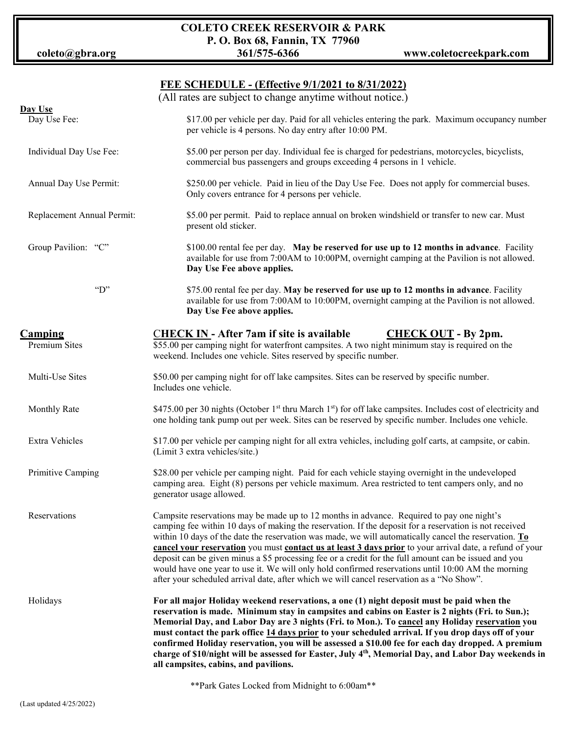# COLETO CREEK RESERVOIR & PARK

**P. O. Box 68, Fannin, TX 77960**

**coleto@gbra.org** | **361/575-6366** | **www.coletocreekpark.com**

## FEE SCHEDULE - (Effective 9/1/2021 to 8/31/2022)

(All rates are subject to change anytime without notice.)

### Day Use

**Day Use Fee:** $17.00 per vehicle per day. Paid for all vehicles entering the park. Maximum occupancy number per vehicle is 4 persons. No day entry after 10:00 PM.

**Individual Day Use Fee:** $5.00 per person per day. Individual fee is charged for pedestrians, motorcycles, bicyclists, commercial bus passengers and groups exceeding 4 persons in 1 vehicle.

**Annual Day Use Permit:** $250.00 per vehicle. Paid in lieu of the Day Use Fee. Does not apply for commercial buses. Only covers entrance for 4 persons per vehicle.

**Replacement Annual Permit:** $5.00 per permit. Paid to replace annual on broken windshield or transfer to new car. Must present old sticker.

**Group Pavilion: "C"** $100.00 rental fee per day. **May be reserved for use up to 12 months in advance**. Facility available for use from 7:00AM to 10:00PM, overnight camping at the Pavilion is not allowed. **Day Use Fee above applies.**

**"D"** $75.00 rental fee per day. **May be reserved for use up to 12 months in advance**. Facility available for use from 7:00AM to 10:00PM, overnight camping at the Pavilion is not allowed. **Day Use Fee above applies.**

### Camping

**CHECK IN - After 7am if site is available** | **CHECK OUT - By 2pm.**

**Premium Sites:** $55.00 per camping night for waterfront campsites. A two night minimum stay is required on the weekend. Includes one vehicle. Sites reserved by specific number.

**Multi-Use Sites:** $50.00 per camping night for off lake campsites. Sites can be reserved by specific number. Includes one vehicle.

**Monthly Rate:** $475.00 per 30 nights (October 1st thru March 1st) for off lake campsites. Includes cost of electricity and one holding tank pump out per week. Sites can be reserved by specific number. Includes one vehicle.

**Extra Vehicles:** $17.00 per vehicle per camping night for all extra vehicles, including golf carts, at campsite, or cabin. (Limit 3 extra vehicles/site.)

**Primitive Camping:** $28.00 per vehicle per camping night. Paid for each vehicle staying overnight in the undeveloped camping area. Eight (8) persons per vehicle maximum. Area restricted to tent campers only, and no generator usage allowed.

**Reservations:** Campsite reservations may be made up to 12 months in advance. Required to pay one night's camping fee within 10 days of making the reservation. If the deposit for a reservation is not received within 10 days of the date the reservation was made, we will automatically cancel the reservation. **To cancel your reservation** you must **contact us at least 3 days prior** to your arrival date, a refund of your deposit can be given minus a $5 processing fee or a credit for the full amount can be issued and you would have one year to use it. We will only hold confirmed reservations until 10:00 AM the morning after your scheduled arrival date, after which we will cancel reservation as a "No Show".

**Holidays:** **For all major Holiday weekend reservations, a one (1) night deposit must be paid when the reservation is made. Minimum stay in campsites and cabins on Easter is 2 nights (Fri. to Sun.); Memorial Day, and Labor Day are 3 nights (Fri. to Mon.). To cancel any Holiday reservation you must contact the park office 14 days prior to your scheduled arrival. If you drop days off of your confirmed Holiday reservation, you will be assessed a $10.00 fee for each day dropped. A premium charge of $10/night will be assessed for Easter, July 4th, Memorial Day, and Labor Day weekends in all campsites, cabins, and pavilions.**

**Park Gates Locked from Midnight to 6:00am**

(Last updated 4/25/2022)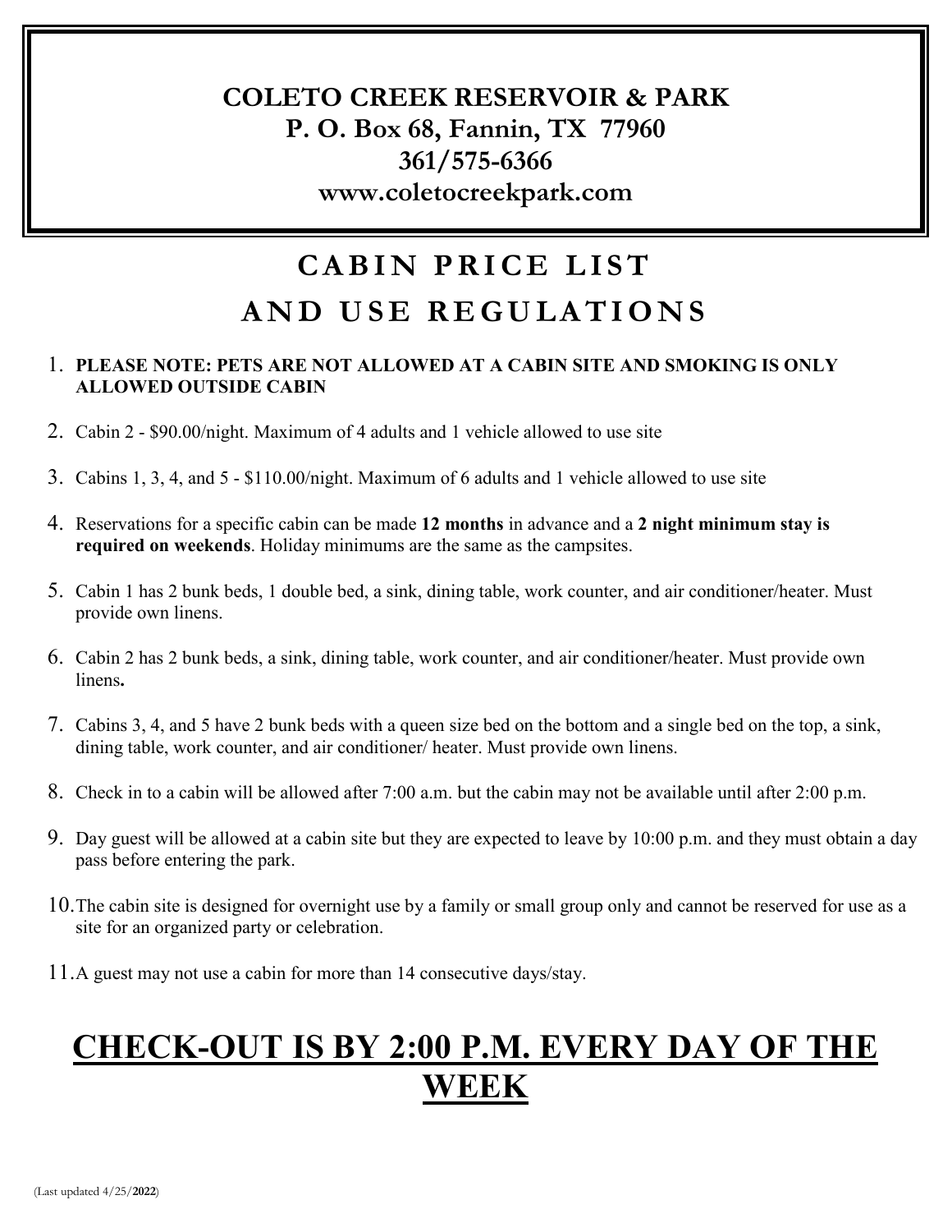**COLETO CREEK RESERVOIR & PARK**
**P. O. Box 68, Fannin, TX 77960**
**361/575-6366**
**www.coletocreekpark.com**

# CABIN PRICE LIST AND USE REGULATIONS

1. **PLEASE NOTE: PETS ARE NOT ALLOWED AT A CABIN SITE AND SMOKING IS ONLY ALLOWED OUTSIDE CABIN**
2. Cabin 2 - $90.00/night. Maximum of 4 adults and 1 vehicle allowed to use site
3. Cabins 1, 3, 4, and 5 - $110.00/night. Maximum of 6 adults and 1 vehicle allowed to use site
4. Reservations for a specific cabin can be made **12 months** in advance and a **2 night minimum stay is required on weekends**. Holiday minimums are the same as the campsites.
5. Cabin 1 has 2 bunk beds, 1 double bed, a sink, dining table, work counter, and air conditioner/heater. Must provide own linens.
6. Cabin 2 has 2 bunk beds, a sink, dining table, work counter, and air conditioner/heater. Must provide own linens**.**
7. Cabins 3, 4, and 5 have 2 bunk beds with a queen size bed on the bottom and a single bed on the top, a sink, dining table, work counter, and air conditioner/ heater. Must provide own linens.
8. Check in to a cabin will be allowed after 7:00 a.m. but the cabin may not be available until after 2:00 p.m.
9. Day guest will be allowed at a cabin site but they are expected to leave by 10:00 p.m. and they must obtain a day pass before entering the park.
10. The cabin site is designed for overnight use by a family or small group only and cannot be reserved for use as a site for an organized party or celebration.
11. A guest may not use a cabin for more than 14 consecutive days/stay.

# <u>CHECK-OUT IS BY 2:00 P.M. EVERY DAY OF THE WEEK</u>

(Last updated 4/25/**2022**)